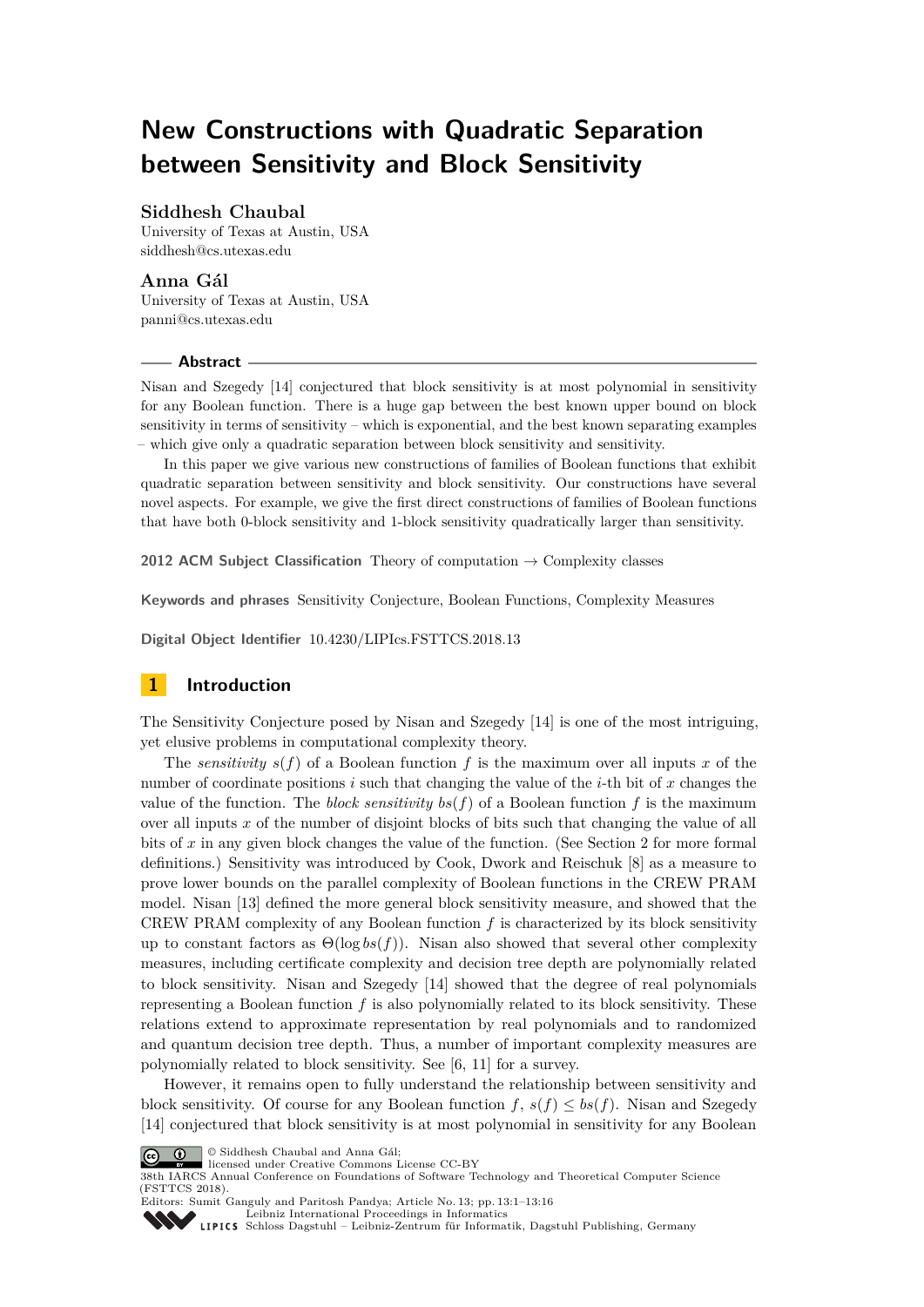# New Constructions with Quadratic Separation between Sensitivity and Block Sensitivity

**Siddhesh Chaubal**
University of Texas at Austin, USA
siddhesh@cs.utexas.edu

**Anna Gál**
University of Texas at Austin, USA
panni@cs.utexas.edu

## Abstract

Nisan and Szegedy [14] conjectured that block sensitivity is at most polynomial in sensitivity for any Boolean function. There is a huge gap between the best known upper bound on block sensitivity in terms of sensitivity – which is exponential, and the best known separating examples – which give only a quadratic separation between block sensitivity and sensitivity.

In this paper we give various new constructions of families of Boolean functions that exhibit quadratic separation between sensitivity and block sensitivity. Our constructions have several novel aspects. For example, we give the first direct constructions of families of Boolean functions that have both 0-block sensitivity and 1-block sensitivity quadratically larger than sensitivity.

**2012 ACM Subject Classification** Theory of computation → Complexity classes

**Keywords and phrases** Sensitivity Conjecture, Boolean Functions, Complexity Measures

**Digital Object Identifier** 10.4230/LIPIcs.FSTTCS.2018.13

## 1 Introduction

The Sensitivity Conjecture posed by Nisan and Szegedy [14] is one of the most intriguing, yet elusive problems in computational complexity theory.

The *sensitivity* $s(f)$ of a Boolean function $f$ is the maximum over all inputs $x$ of the number of coordinate positions $i$ such that changing the value of the $i$-th bit of $x$ changes the value of the function. The *block sensitivity* $bs(f)$ of a Boolean function $f$ is the maximum over all inputs $x$ of the number of disjoint blocks of bits such that changing the value of all bits of $x$ in any given block changes the value of the function. (See Section 2 for more formal definitions.) Sensitivity was introduced by Cook, Dwork and Reischuk [8] as a measure to prove lower bounds on the parallel complexity of Boolean functions in the CREW PRAM model. Nisan [13] defined the more general block sensitivity measure, and showed that the CREW PRAM complexity of any Boolean function $f$ is characterized by its block sensitivity up to constant factors as $\Theta(\log bs(f))$. Nisan also showed that several other complexity measures, including certificate complexity and decision tree depth are polynomially related to block sensitivity. Nisan and Szegedy [14] showed that the degree of real polynomials representing a Boolean function $f$ is also polynomially related to its block sensitivity. These relations extend to approximate representation by real polynomials and to randomized and quantum decision tree depth. Thus, a number of important complexity measures are polynomially related to block sensitivity. See [6, 11] for a survey.

However, it remains open to fully understand the relationship between sensitivity and block sensitivity. Of course for any Boolean function $f$, $s(f) \leq bs(f)$. Nisan and Szegedy [14] conjectured that block sensitivity is at most polynomial in sensitivity for any Boolean

© Siddhesh Chaubal and Anna Gál;
licensed under Creative Commons License CC-BY
38th IARCS Annual Conference on Foundations of Software Technology and Theoretical Computer Science (FSTTCS 2018).
Editors: Sumit Ganguly and Paritosh Pandya; Article No. 13; pp. 13:1–13:16
Leibniz International Proceedings in Informatics
Schloss Dagstuhl – Leibniz-Zentrum für Informatik, Dagstuhl Publishing, Germany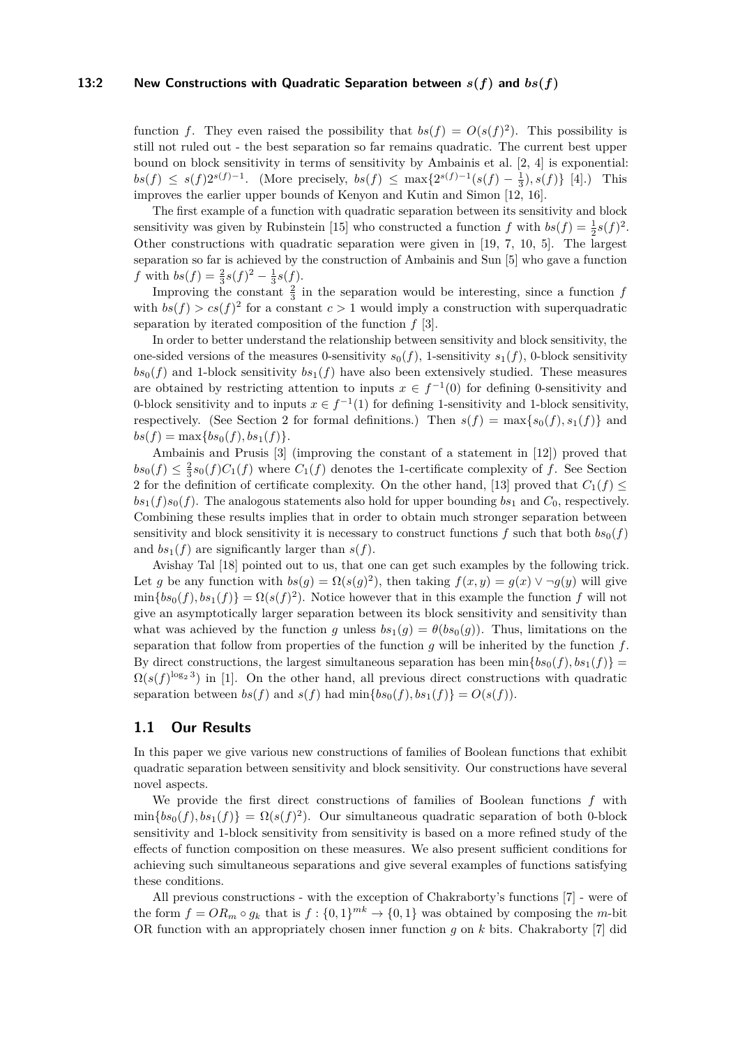function $f$. They even raised the possibility that $bs(f) = O(s(f)^2)$. This possibility is still not ruled out - the best separation so far remains quadratic. The current best upper bound on block sensitivity in terms of sensitivity by Ambainis et al. [2, 4] is exponential: $bs(f) \leq s(f)2^{s(f)-1}$. (More precisely, $bs(f) \leq \max\{2^{s(f)-1}(s(f) - \frac{1}{3}), s(f)\}$ [4].) This improves the earlier upper bounds of Kenyon and Kutin and Simon [12, 16].

The first example of a function with quadratic separation between its sensitivity and block sensitivity was given by Rubinstein [15] who constructed a function $f$ with $bs(f) = \frac{1}{2}s(f)^2$. Other constructions with quadratic separation were given in [19, 7, 10, 5]. The largest separation so far is achieved by the construction of Ambainis and Sun [5] who gave a function $f$ with $bs(f) = \frac{2}{3}s(f)^2 - \frac{1}{3}s(f)$.

Improving the constant $\frac{2}{3}$ in the separation would be interesting, since a function $f$ with $bs(f) > cs(f)^2$ for a constant $c > 1$ would imply a construction with superquadratic separation by iterated composition of the function $f$ [3].

In order to better understand the relationship between sensitivity and block sensitivity, the one-sided versions of the measures 0-sensitivity $s_0(f)$, 1-sensitivity $s_1(f)$, 0-block sensitivity $bs_0(f)$ and 1-block sensitivity $bs_1(f)$ have also been extensively studied. These measures are obtained by restricting attention to inputs $x \in f^{-1}(0)$ for defining 0-sensitivity and 0-block sensitivity and to inputs $x \in f^{-1}(1)$ for defining 1-sensitivity and 1-block sensitivity, respectively. (See Section 2 for formal definitions.) Then $s(f) = \max\{s_0(f), s_1(f)\}$ and $bs(f) = \max\{bs_0(f), bs_1(f)\}$.

Ambainis and Prusis [3] (improving the constant of a statement in [12]) proved that $bs_0(f) \leq \frac{2}{3}s_0(f)C_1(f)$ where $C_1(f)$ denotes the 1-certificate complexity of $f$. See Section 2 for the definition of certificate complexity. On the other hand, [13] proved that $C_1(f) \leq bs_1(f)s_0(f)$. The analogous statements also hold for upper bounding $bs_1$ and $C_0$, respectively. Combining these results implies that in order to obtain much stronger separation between sensitivity and block sensitivity it is necessary to construct functions $f$ such that both $bs_0(f)$ and $bs_1(f)$ are significantly larger than $s(f)$.

Avishay Tal [18] pointed out to us, that one can get such examples by the following trick. Let $g$ be any function with $bs(g) = \Omega(s(g)^2)$, then taking $f(x, y) = g(x) \vee \neg g(y)$ will give $\min\{bs_0(f), bs_1(f)\} = \Omega(s(f)^2)$. Notice however that in this example the function $f$ will not give an asymptotically larger separation between its block sensitivity and sensitivity than what was achieved by the function $g$ unless $bs_1(g) = \theta(bs_0(g))$. Thus, limitations on the separation that follow from properties of the function $g$ will be inherited by the function $f$. By direct constructions, the largest simultaneous separation has been $\min\{bs_0(f), bs_1(f)\} = \Omega(s(f)^{\log_2 3})$ in [1]. On the other hand, all previous direct constructions with quadratic separation between $bs(f)$ and $s(f)$ had $\min\{bs_0(f), bs_1(f)\} = O(s(f))$.

## 1.1 Our Results

In this paper we give various new constructions of families of Boolean functions that exhibit quadratic separation between sensitivity and block sensitivity. Our constructions have several novel aspects.

We provide the first direct constructions of families of Boolean functions $f$ with $\min\{bs_0(f), bs_1(f)\} = \Omega(s(f)^2)$. Our simultaneous quadratic separation of both 0-block sensitivity and 1-block sensitivity from sensitivity is based on a more refined study of the effects of function composition on these measures. We also present sufficient conditions for achieving such simultaneous separations and give several examples of functions satisfying these conditions.

All previous constructions - with the exception of Chakraborty's functions [7] - were of the form $f = OR_m \circ g_k$ that is $f : \{0,1\}^{mk} \to \{0,1\}$ was obtained by composing the $m$-bit OR function with an appropriately chosen inner function $g$ on $k$ bits. Chakraborty [7] did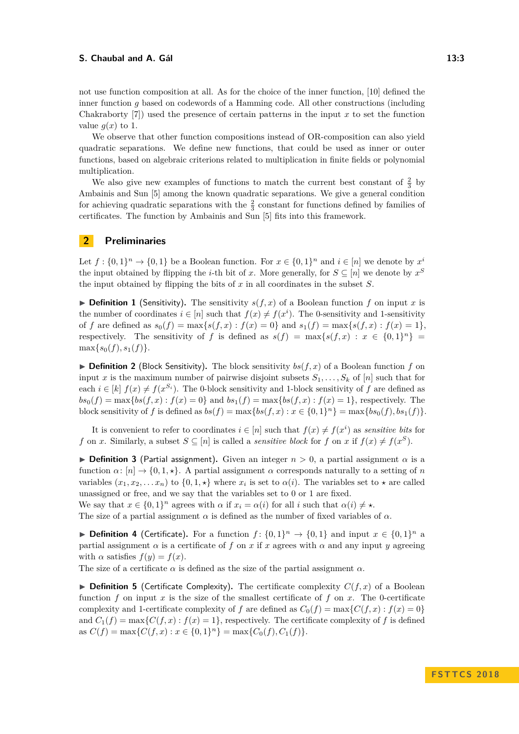not use function composition at all. As for the choice of the inner function, [10] defined the inner function $g$ based on codewords of a Hamming code. All other constructions (including Chakraborty [7]) used the presence of certain patterns in the input $x$ to set the function value $g(x)$ to 1.

We observe that other function compositions instead of OR-composition can also yield quadratic separations. We define new functions, that could be used as inner or outer functions, based on algebraic criterions related to multiplication in finite fields or polynomial multiplication.

We also give new examples of functions to match the current best constant of $\frac{2}{3}$ by Ambainis and Sun [5] among the known quadratic separations. We give a general condition for achieving quadratic separations with the $\frac{2}{3}$ constant for functions defined by families of certificates. The function by Ambainis and Sun [5] fits into this framework.

## 2 Preliminaries

Let $f : \{0,1\}^n \to \{0,1\}$ be a Boolean function. For $x \in \{0,1\}^n$ and $i \in [n]$ we denote by $x^i$ the input obtained by flipping the $i$-th bit of $x$. More generally, for $S \subseteq [n]$ we denote by $x^S$ the input obtained by flipping the bits of $x$ in all coordinates in the subset $S$.

▶ **Definition 1** (Sensitivity). The sensitivity $s(f,x)$ of a Boolean function $f$ on input $x$ is the number of coordinates $i \in [n]$ such that $f(x) \neq f(x^i)$. The 0-sensitivity and 1-sensitivity of $f$ are defined as $s_0(f) = \max\{s(f,x) : f(x) = 0\}$ and $s_1(f) = \max\{s(f,x) : f(x) = 1\}$, respectively. The sensitivity of $f$ is defined as $s(f) = \max\{s(f,x) : x \in \{0,1\}^n\} = \max\{s_0(f), s_1(f)\}$.

▶ **Definition 2** (Block Sensitivity). The block sensitivity $bs(f,x)$ of a Boolean function $f$ on input $x$ is the maximum number of pairwise disjoint subsets $S_1, \ldots, S_k$ of $[n]$ such that for each $i \in [k]$ $f(x) \neq f(x^{S_i})$. The 0-block sensitivity and 1-block sensitivity of $f$ are defined as $bs_0(f) = \max\{bs(f,x) : f(x) = 0\}$ and $bs_1(f) = \max\{bs(f,x) : f(x) = 1\}$, respectively. The block sensitivity of $f$ is defined as $bs(f) = \max\{bs(f,x) : x \in \{0,1\}^n\} = \max\{bs_0(f), bs_1(f)\}$.

It is convenient to refer to coordinates $i \in [n]$ such that $f(x) \neq f(x^i)$ as *sensitive bits* for $f$ on $x$. Similarly, a subset $S \subseteq [n]$ is called a *sensitive block* for $f$ on $x$ if $f(x) \neq f(x^S)$.

▶ **Definition 3** (Partial assignment). Given an integer $n > 0$, a partial assignment $\alpha$ is a function $\alpha \colon [n] \to \{0,1,\star\}$. A partial assignment $\alpha$ corresponds naturally to a setting of $n$ variables $(x_1, x_2, \ldots x_n)$ to $\{0,1,\star\}$ where $x_i$ is set to $\alpha(i)$. The variables set to $\star$ are called unassigned or free, and we say that the variables set to 0 or 1 are fixed.
We say that $x \in \{0,1\}^n$ agrees with $\alpha$ if $x_i = \alpha(i)$ for all $i$ such that $\alpha(i) \neq \star$.
The size of a partial assignment $\alpha$ is defined as the number of fixed variables of $\alpha$.

▶ **Definition 4** (Certificate). For a function $f \colon \{0,1\}^n \to \{0,1\}$ and input $x \in \{0,1\}^n$ a partial assignment $\alpha$ is a certificate of $f$ on $x$ if $x$ agrees with $\alpha$ and any input $y$ agreeing with $\alpha$ satisfies $f(y) = f(x)$.
The size of a certificate $\alpha$ is defined as the size of the partial assignment $\alpha$.

▶ **Definition 5** (Certificate Complexity). The certificate complexity $C(f,x)$ of a Boolean function $f$ on input $x$ is the size of the smallest certificate of $f$ on $x$. The 0-certificate complexity and 1-certificate complexity of $f$ are defined as $C_0(f) = \max\{C(f,x) : f(x) = 0\}$ and $C_1(f) = \max\{C(f,x) : f(x) = 1\}$, respectively. The certificate complexity of $f$ is defined as $C(f) = \max\{C(f,x) : x \in \{0,1\}^n\} = \max\{C_0(f), C_1(f)\}$.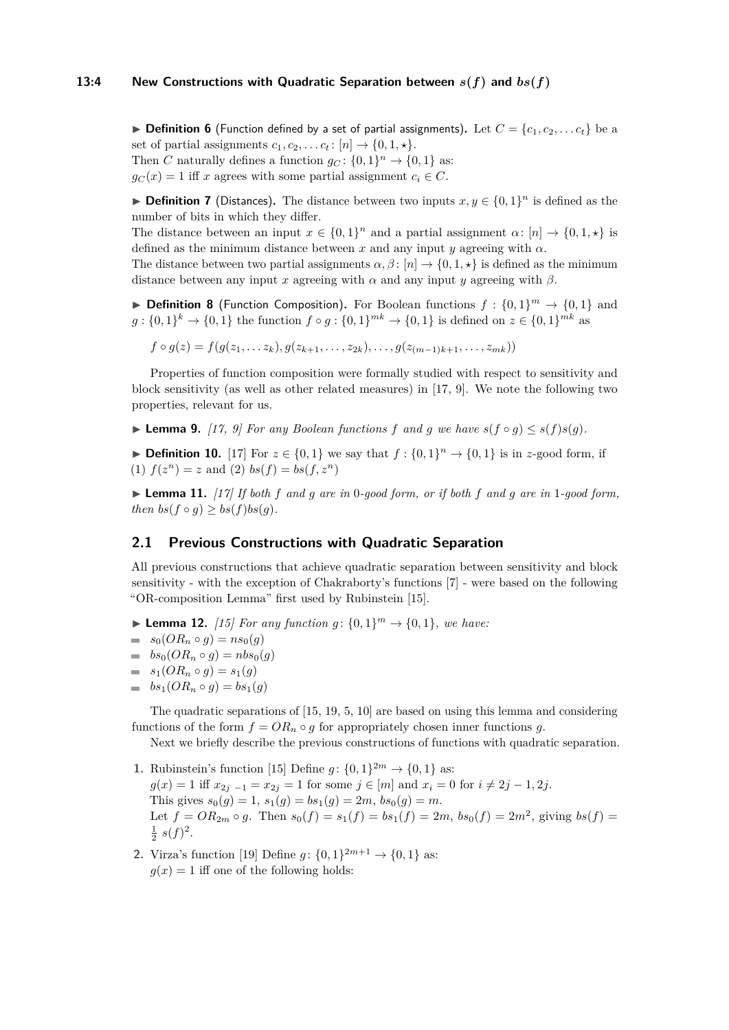▶ **Definition 6** (Function defined by a set of partial assignments)**.** Let $C = \{c_1, c_2, \ldots c_t\}$ be a set of partial assignments $c_1, c_2, \ldots c_t \colon [n] \to \{0, 1, \star\}$.
Then $C$ naturally defines a function $g_C \colon \{0,1\}^n \to \{0,1\}$ as:
$g_C(x) = 1$ iff $x$ agrees with some partial assignment $c_i \in C$.

▶ **Definition 7** (Distances)**.** The distance between two inputs $x, y \in \{0,1\}^n$ is defined as the number of bits in which they differ.
The distance between an input $x \in \{0,1\}^n$ and a partial assignment $\alpha \colon [n] \to \{0, 1, \star\}$ is defined as the minimum distance between $x$ and any input $y$ agreeing with $\alpha$.
The distance between two partial assignments $\alpha, \beta \colon [n] \to \{0, 1, \star\}$ is defined as the minimum distance between any input $x$ agreeing with $\alpha$ and any input $y$ agreeing with $\beta$.

▶ **Definition 8** (Function Composition)**.** For Boolean functions $f : \{0,1\}^m \to \{0,1\}$ and $g : \{0,1\}^k \to \{0,1\}$ the function $f \circ g : \{0,1\}^{mk} \to \{0,1\}$ is defined on $z \in \{0,1\}^{mk}$ as

$$f \circ g(z) = f(g(z_1, \ldots z_k), g(z_{k+1}, \ldots, z_{2k}), \ldots, g(z_{(m-1)k+1}, \ldots, z_{mk}))$$

Properties of function composition were formally studied with respect to sensitivity and block sensitivity (as well as other related measures) in [17, 9]. We note the following two properties, relevant for us.

▶ **Lemma 9.** *[17, 9] For any Boolean functions $f$ and $g$ we have $s(f \circ g) \leq s(f)s(g)$.*

▶ **Definition 10.** [17] For $z \in \{0,1\}$ we say that $f : \{0,1\}^n \to \{0,1\}$ is in $z$-good form, if (1) $f(z^n) = z$ and (2) $bs(f) = bs(f, z^n)$

▶ **Lemma 11.** *[17] If both $f$ and $g$ are in 0-good form, or if both $f$ and $g$ are in 1-good form, then $bs(f \circ g) \geq bs(f)bs(g)$.*

## 2.1 Previous Constructions with Quadratic Separation

All previous constructions that achieve quadratic separation between sensitivity and block sensitivity - with the exception of Chakraborty's functions [7] - were based on the following "OR-composition Lemma" first used by Rubinstein [15].

▶ **Lemma 12.** *[15] For any function $g \colon \{0,1\}^m \to \{0,1\}$, we have:*

- $s_0(OR_n \circ g) = ns_0(g)$
- $bs_0(OR_n \circ g) = nbs_0(g)$
- $s_1(OR_n \circ g) = s_1(g)$
- $bs_1(OR_n \circ g) = bs_1(g)$

The quadratic separations of [15, 19, 5, 10] are based on using this lemma and considering functions of the form $f = OR_n \circ g$ for appropriately chosen inner functions $g$.

Next we briefly describe the previous constructions of functions with quadratic separation.

1. Rubinstein's function [15] Define $g \colon \{0,1\}^{2m} \to \{0,1\}$ as:
   $g(x) = 1$ iff $x_{2j-1} = x_{2j} = 1$ for some $j \in [m]$ and $x_i = 0$ for $i \neq 2j-1, 2j$.
   This gives $s_0(g) = 1$, $s_1(g) = bs_1(g) = 2m$, $bs_0(g) = m$.
   Let $f = OR_{2m} \circ g$. Then $s_0(f) = s_1(f) = bs_1(f) = 2m$, $bs_0(f) = 2m^2$, giving $bs(f) = \frac{1}{2}\, s(f)^2$.
2. Virza's function [19] Define $g \colon \{0,1\}^{2m+1} \to \{0,1\}$ as:
   $g(x) = 1$ iff one of the following holds: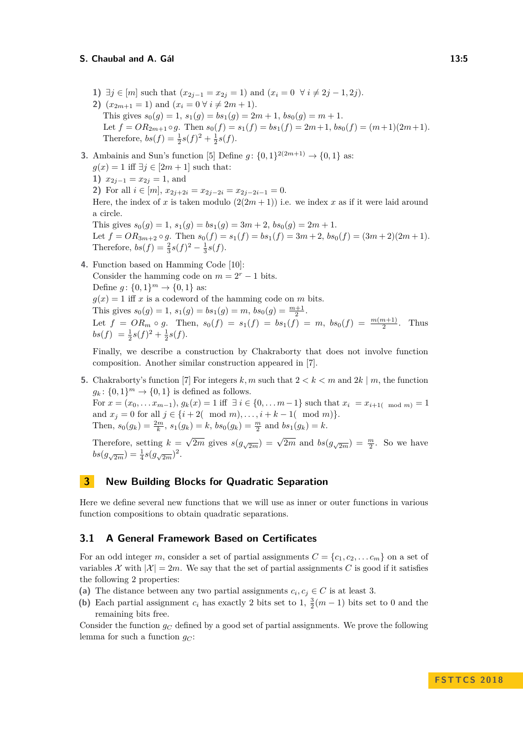1) $\exists j \in [m]$ such that $(x_{2j-1} = x_{2j} = 1)$ and $(x_i = 0 \ \ \forall\, i \neq 2j-1, 2j)$.
2) $(x_{2m+1} = 1)$ and $(x_i = 0 \ \forall\, i \neq 2m+1)$.

   This gives $s_0(g) = 1$, $s_1(g) = bs_1(g) = 2m+1$, $bs_0(g) = m+1$.
   Let $f = OR_{2m+1} \circ g$. Then $s_0(f) = s_1(f) = bs_1(f) = 2m+1$, $bs_0(f) = (m+1)(2m+1)$.
   Therefore, $bs(f) = \frac{1}{2}s(f)^2 + \frac{1}{2}s(f)$.

3. Ambainis and Sun's function [5] Define $g\colon \{0,1\}^{2(2m+1)} \to \{0,1\}$ as:
   $g(x) = 1$ iff $\exists j \in [2m+1]$ such that:
   1) $x_{2j-1} = x_{2j} = 1$, and
   2) For all $i \in [m]$, $x_{2j+2i} = x_{2j-2i} = x_{2j-2i-1} = 0$.

   Here, the index of $x$ is taken modulo $(2(2m+1))$ i.e. we index $x$ as if it were laid around a circle.
   This gives $s_0(g) = 1$, $s_1(g) = bs_1(g) = 3m+2$, $bs_0(g) = 2m+1$.
   Let $f = OR_{3m+2} \circ g$. Then $s_0(f) = s_1(f) = bs_1(f) = 3m+2$, $bs_0(f) = (3m+2)(2m+1)$.
   Therefore, $bs(f) = \frac{2}{3}s(f)^2 - \frac{1}{3}s(f)$.

4. Function based on Hamming Code [10]:
   Consider the hamming code on $m = 2^r - 1$ bits.
   Define $g\colon \{0,1\}^m \to \{0,1\}$ as:
   $g(x) = 1$ iff $x$ is a codeword of the hamming code on $m$ bits.
   This gives $s_0(g) = 1$, $s_1(g) = bs_1(g) = m$, $bs_0(g) = \frac{m+1}{2}$.
   Let $f = OR_m \circ g$. Then, $s_0(f) = s_1(f) = bs_1(f) = m$, $bs_0(f) = \frac{m(m+1)}{2}$. Thus $bs(f) = \frac{1}{2}s(f)^2 + \frac{1}{2}s(f)$.

   Finally, we describe a construction by Chakraborty that does not involve function composition. Another similar construction appeared in [7].

5. Chakraborty's function [7] For integers $k, m$ such that $2 < k < m$ and $2k \mid m$, the function $g_k\colon \{0,1\}^m \to \{0,1\}$ is defined as follows.
   For $x = (x_0, \ldots x_{m-1})$, $g_k(x) = 1$ iff $\exists\, i \in \{0, \ldots m-1\}$ such that $x_i = x_{i+1(\mod m)} = 1$ and $x_j = 0$ for all $j \in \{i+2(\mod m), \ldots, i+k-1(\mod m)\}$.
   Then, $s_0(g_k) = \frac{2m}{k}$, $s_1(g_k) = k$, $bs_0(g_k) = \frac{m}{2}$ and $bs_1(g_k) = k$.

   Therefore, setting $k = \sqrt{2m}$ gives $s(g_{\sqrt{2m}}) = \sqrt{2m}$ and $bs(g_{\sqrt{2m}}) = \frac{m}{2}$. So we have $bs(g_{\sqrt{2m}}) = \frac{1}{4}s(g_{\sqrt{2m}})^2$.

## 3 New Building Blocks for Quadratic Separation

Here we define several new functions that we will use as inner or outer functions in various function compositions to obtain quadratic separations.

### 3.1 A General Framework Based on Certificates

For an odd integer $m$, consider a set of partial assignments $C = \{c_1, c_2, \ldots c_m\}$ on a set of variables $\mathcal{X}$ with $|\mathcal{X}| = 2m$. We say that the set of partial assignments $C$ is good if it satisfies the following 2 properties:

**(a)** The distance between any two partial assignments $c_i, c_j \in C$ is at least 3.

**(b)** Each partial assignment $c_i$ has exactly 2 bits set to 1, $\frac{3}{2}(m-1)$ bits set to 0 and the remaining bits free.

Consider the function $g_C$ defined by a good set of partial assignments. We prove the following lemma for such a function $g_C$: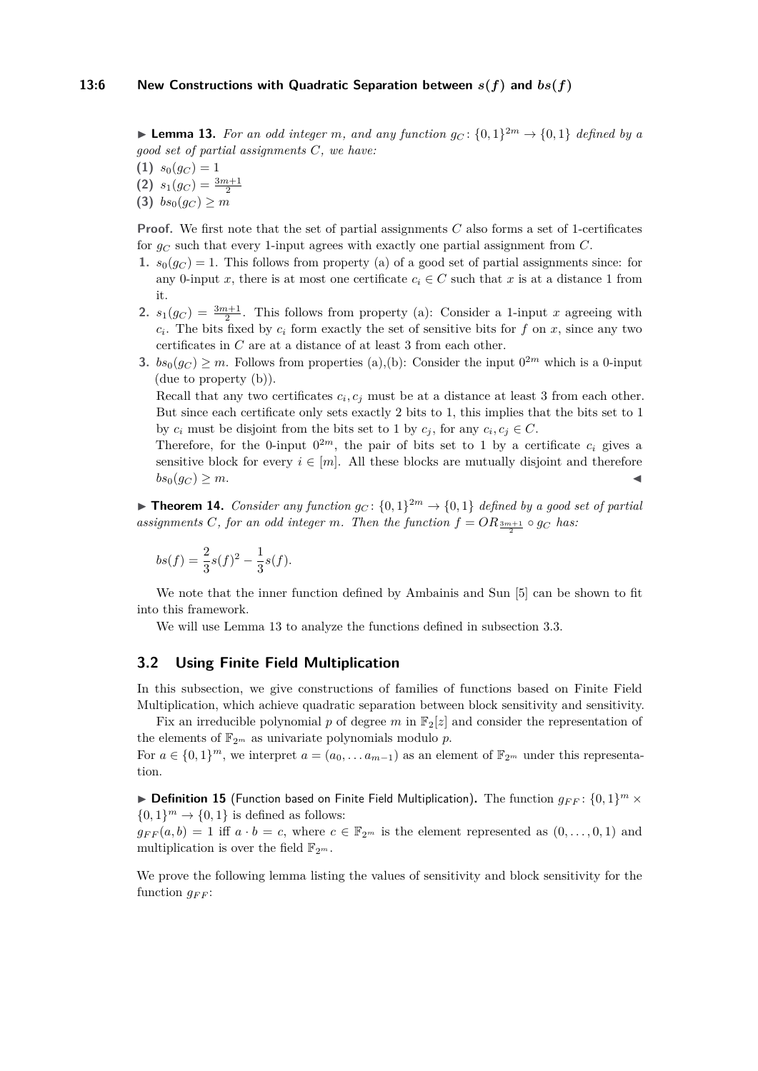▶ **Lemma 13.** *For an odd integer $m$, and any function $g_C\colon \{0,1\}^{2m} \to \{0,1\}$ defined by a good set of partial assignments $C$, we have:*

**(1)** $s_0(g_C) = 1$

**(2)** $s_1(g_C) = \frac{3m+1}{2}$

**(3)** $bs_0(g_C) \geq m$

**Proof.** We first note that the set of partial assignments $C$ also forms a set of 1-certificates for $g_C$ such that every 1-input agrees with exactly one partial assignment from $C$.

1. $s_0(g_C) = 1$. This follows from property (a) of a good set of partial assignments since: for any 0-input $x$, there is at most one certificate $c_i \in C$ such that $x$ is at a distance 1 from it.
2. $s_1(g_C) = \frac{3m+1}{2}$. This follows from property (a): Consider a 1-input $x$ agreeing with $c_i$. The bits fixed by $c_i$ form exactly the set of sensitive bits for $f$ on $x$, since any two certificates in $C$ are at a distance of at least 3 from each other.
3. $bs_0(g_C) \geq m$. Follows from properties (a),(b): Consider the input $0^{2m}$ which is a 0-input (due to property (b)).
   Recall that any two certificates $c_i, c_j$ must be at a distance at least 3 from each other. But since each certificate only sets exactly 2 bits to 1, this implies that the bits set to 1 by $c_i$ must be disjoint from the bits set to 1 by $c_j$, for any $c_i, c_j \in C$.
   Therefore, for the 0-input $0^{2m}$, the pair of bits set to 1 by a certificate $c_i$ gives a sensitive block for every $i \in [m]$. All these blocks are mutually disjoint and therefore $bs_0(g_C) \geq m$. ◀

▶ **Theorem 14.** *Consider any function $g_C\colon \{0,1\}^{2m} \to \{0,1\}$ defined by a good set of partial assignments $C$, for an odd integer $m$. Then the function $f = OR_{\frac{3m+1}{2}} \circ g_C$ has:*

$$bs(f) = \frac{2}{3}s(f)^2 - \frac{1}{3}s(f).$$

We note that the inner function defined by Ambainis and Sun [5] can be shown to fit into this framework.

We will use Lemma 13 to analyze the functions defined in subsection 3.3.

## 3.2 Using Finite Field Multiplication

In this subsection, we give constructions of families of functions based on Finite Field Multiplication, which achieve quadratic separation between block sensitivity and sensitivity.

Fix an irreducible polynomial $p$ of degree $m$ in $\mathbb{F}_2[z]$ and consider the representation of the elements of $\mathbb{F}_{2^m}$ as univariate polynomials modulo $p$.

For $a \in \{0,1\}^m$, we interpret $a = (a_0, \dots a_{m-1})$ as an element of $\mathbb{F}_{2^m}$ under this representation.

▶ **Definition 15** (Function based on Finite Field Multiplication). The function $g_{FF}\colon \{0,1\}^m \times \{0,1\}^m \to \{0,1\}$ is defined as follows:

$g_{FF}(a,b) = 1$ iff $a \cdot b = c$, where $c \in \mathbb{F}_{2^m}$ is the element represented as $(0, \dots, 0, 1)$ and multiplication is over the field $\mathbb{F}_{2^m}$.

We prove the following lemma listing the values of sensitivity and block sensitivity for the function $g_{FF}$: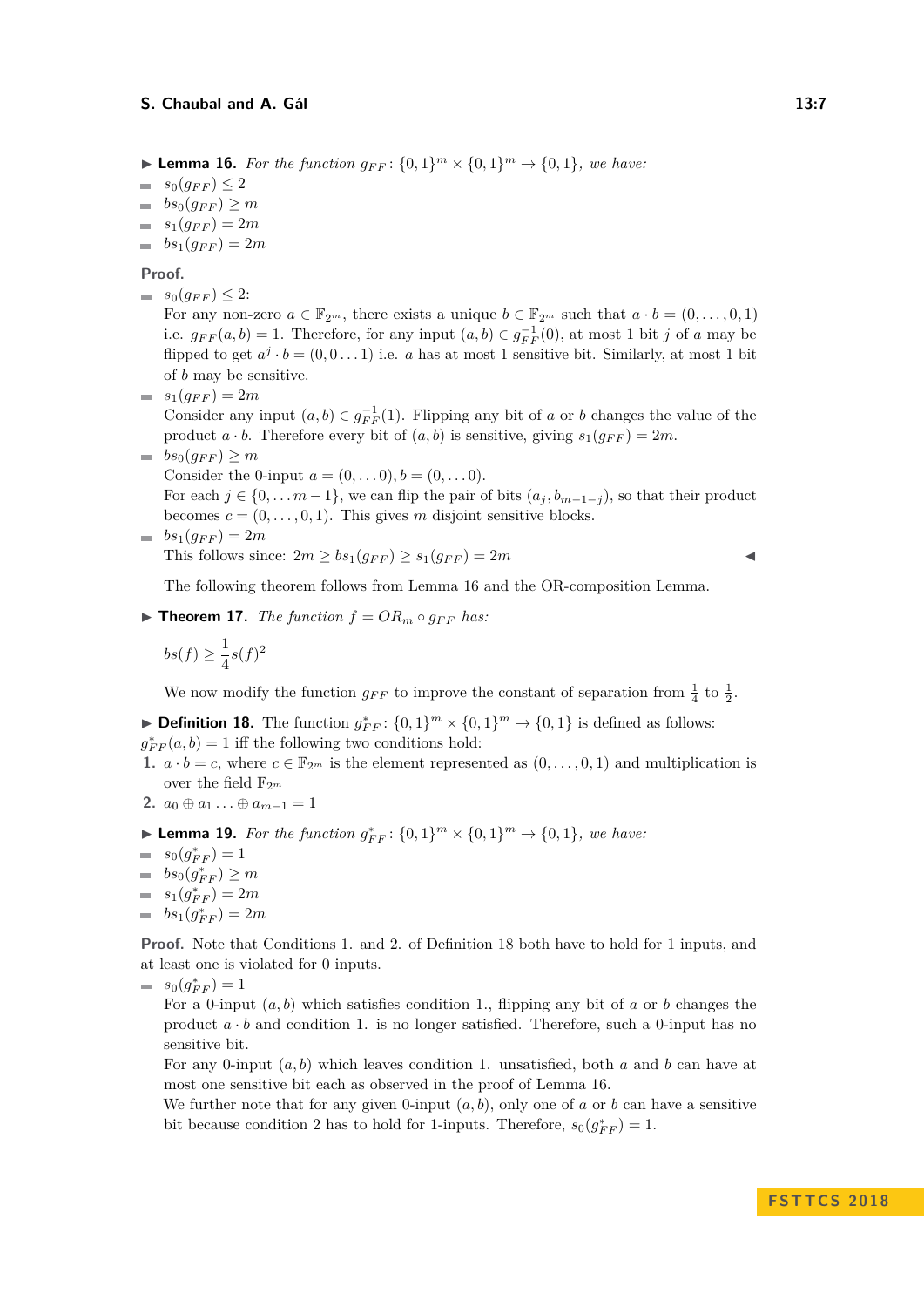▶ **Lemma 16.** *For the function* $g_{FF}\colon \{0,1\}^m \times \{0,1\}^m \to \{0,1\}$*, we have:*

- $s_0(g_{FF}) \leq 2$
- $bs_0(g_{FF}) \geq m$
- $s_1(g_{FF}) = 2m$
- $bs_1(g_{FF}) = 2m$

**Proof.**

- $s_0(g_{FF}) \leq 2$:
  For any non-zero $a \in \mathbb{F}_{2^m}$, there exists a unique $b \in \mathbb{F}_{2^m}$ such that $a \cdot b = (0, \ldots, 0, 1)$ i.e. $g_{FF}(a,b) = 1$. Therefore, for any input $(a,b) \in g_{FF}^{-1}(0)$, at most 1 bit $j$ of $a$ may be flipped to get $a^j \cdot b = (0, 0 \ldots 1)$ i.e. $a$ has at most 1 sensitive bit. Similarly, at most 1 bit of $b$ may be sensitive.
- $s_1(g_{FF}) = 2m$
  Consider any input $(a,b) \in g_{FF}^{-1}(1)$. Flipping any bit of $a$ or $b$ changes the value of the product $a \cdot b$. Therefore every bit of $(a,b)$ is sensitive, giving $s_1(g_{FF}) = 2m$.
- $bs_0(g_{FF}) \geq m$
  Consider the 0-input $a = (0, \ldots 0), b = (0, \ldots 0)$.
  For each $j \in \{0, \ldots m-1\}$, we can flip the pair of bits $(a_j, b_{m-1-j})$, so that their product becomes $c = (0, \ldots, 0, 1)$. This gives $m$ disjoint sensitive blocks.
- $bs_1(g_{FF}) = 2m$
  This follows since: $2m \geq bs_1(g_{FF}) \geq s_1(g_{FF}) = 2m$ ◀

The following theorem follows from Lemma 16 and the OR-composition Lemma.

▶ **Theorem 17.** *The function* $f = OR_m \circ g_{FF}$ *has:*

$$bs(f) \geq \frac{1}{4} s(f)^2$$

We now modify the function $g_{FF}$ to improve the constant of separation from $\frac{1}{4}$ to $\frac{1}{2}$.

▶ **Definition 18.** The function $g^*_{FF}\colon \{0,1\}^m \times \{0,1\}^m \to \{0,1\}$ is defined as follows: $g^*_{FF}(a,b) = 1$ iff the following two conditions hold:

1. $a \cdot b = c$, where $c \in \mathbb{F}_{2^m}$ is the element represented as $(0, \ldots, 0, 1)$ and multiplication is over the field $\mathbb{F}_{2^m}$
2. $a_0 \oplus a_1 \ldots \oplus a_{m-1} = 1$

▶ **Lemma 19.** *For the function* $g^*_{FF}\colon \{0,1\}^m \times \{0,1\}^m \to \{0,1\}$*, we have:*

- $s_0(g^*_{FF}) = 1$
- $bs_0(g^*_{FF}) \geq m$
- $s_1(g^*_{FF}) = 2m$
- $bs_1(g^*_{FF}) = 2m$

**Proof.** Note that Conditions 1. and 2. of Definition 18 both have to hold for 1 inputs, and at least one is violated for 0 inputs.

- $s_0(g^*_{FF}) = 1$
  For a 0-input $(a,b)$ which satisfies condition 1., flipping any bit of $a$ or $b$ changes the product $a \cdot b$ and condition 1. is no longer satisfied. Therefore, such a 0-input has no sensitive bit.
  For any 0-input $(a,b)$ which leaves condition 1. unsatisfied, both $a$ and $b$ can have at most one sensitive bit each as observed in the proof of Lemma 16.
  We further note that for any given 0-input $(a,b)$, only one of $a$ or $b$ can have a sensitive bit because condition 2 has to hold for 1-inputs. Therefore, $s_0(g^*_{FF}) = 1$.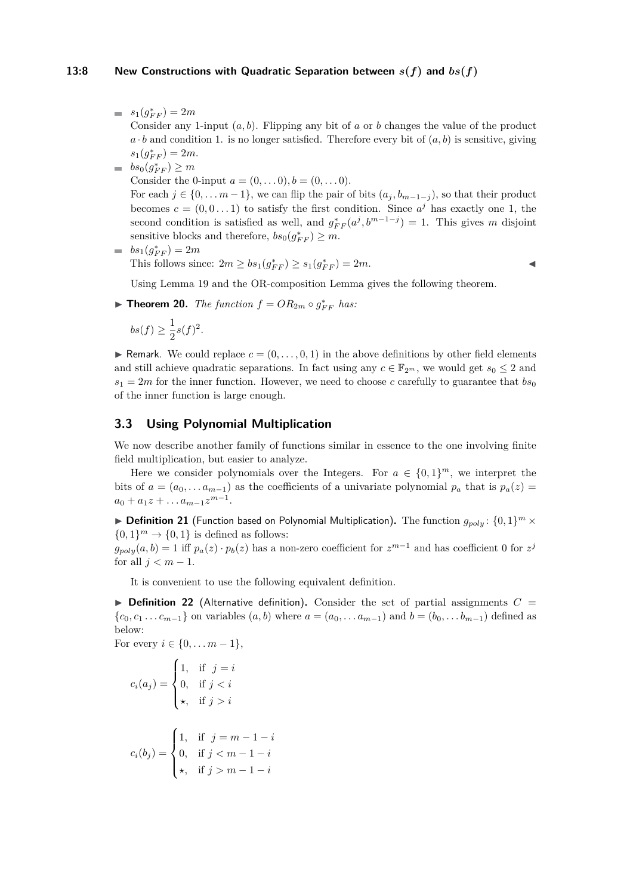- $s_1(g^*_{FF}) = 2m$

  Consider any 1-input $(a, b)$. Flipping any bit of $a$ or $b$ changes the value of the product $a \cdot b$ and condition 1. is no longer satisfied. Therefore every bit of $(a, b)$ is sensitive, giving $s_1(g^*_{FF}) = 2m$.
- $bs_0(g^*_{FF}) \geq m$

  Consider the 0-input $a = (0, \dots 0), b = (0, \dots 0)$.

  For each $j \in \{0, \dots m-1\}$, we can flip the pair of bits $(a_j, b_{m-1-j})$, so that their product becomes $c = (0, 0 \dots 1)$ to satisfy the first condition. Since $a^j$ has exactly one 1, the second condition is satisfied as well, and $g^*_{FF}(a^j, b^{m-1-j}) = 1$. This gives $m$ disjoint sensitive blocks and therefore, $bs_0(g^*_{FF}) \geq m$.
- $bs_1(g^*_{FF}) = 2m$

  This follows since: $2m \geq bs_1(g^*_{FF}) \geq s_1(g^*_{FF}) = 2m$. ◀

Using Lemma 19 and the OR-composition Lemma gives the following theorem.

▶ **Theorem 20.** *The function $f = OR_{2m} \circ g^*_{FF}$ has:*

$$bs(f) \geq \frac{1}{2} s(f)^2.$$

▶ Remark. We could replace $c = (0, \dots, 0, 1)$ in the above definitions by other field elements and still achieve quadratic separations. In fact using any $c \in \mathbb{F}_{2^m}$, we would get $s_0 \leq 2$ and $s_1 = 2m$ for the inner function. However, we need to choose $c$ carefully to guarantee that $bs_0$ of the inner function is large enough.

## 3.3 Using Polynomial Multiplication

We now describe another family of functions similar in essence to the one involving finite field multiplication, but easier to analyze.

Here we consider polynomials over the Integers. For $a \in \{0, 1\}^m$, we interpret the bits of $a = (a_0, \dots a_{m-1})$ as the coefficients of a univariate polynomial $p_a$ that is $p_a(z) = a_0 + a_1 z + \dots a_{m-1} z^{m-1}$.

▶ **Definition 21** (Function based on Polynomial Multiplication)**.** The function $g_{poly} \colon \{0, 1\}^m \times \{0, 1\}^m \to \{0, 1\}$ is defined as follows:
$g_{poly}(a, b) = 1$ iff $p_a(z) \cdot p_b(z)$ has a non-zero coefficient for $z^{m-1}$ and has coefficient 0 for $z^j$ for all $j < m - 1$.

It is convenient to use the following equivalent definition.

▶ **Definition 22** (Alternative definition)**.** Consider the set of partial assignments $C = \{c_0, c_1 \dots c_{m-1}\}$ on variables $(a, b)$ where $a = (a_0, \dots a_{m-1})$ and $b = (b_0, \dots b_{m-1})$ defined as below:
For every $i \in \{0, \dots m-1\}$,

$$c_i(a_j) = \begin{cases} 1, & \text{if } \ j = i \\ 0, & \text{if } j < i \\ \star, & \text{if } j > i \end{cases}$$

$$c_i(b_j) = \begin{cases} 1, & \text{if } \ j = m-1-i \\ 0, & \text{if } j < m-1-i \\ \star, & \text{if } j > m-1-i \end{cases}$$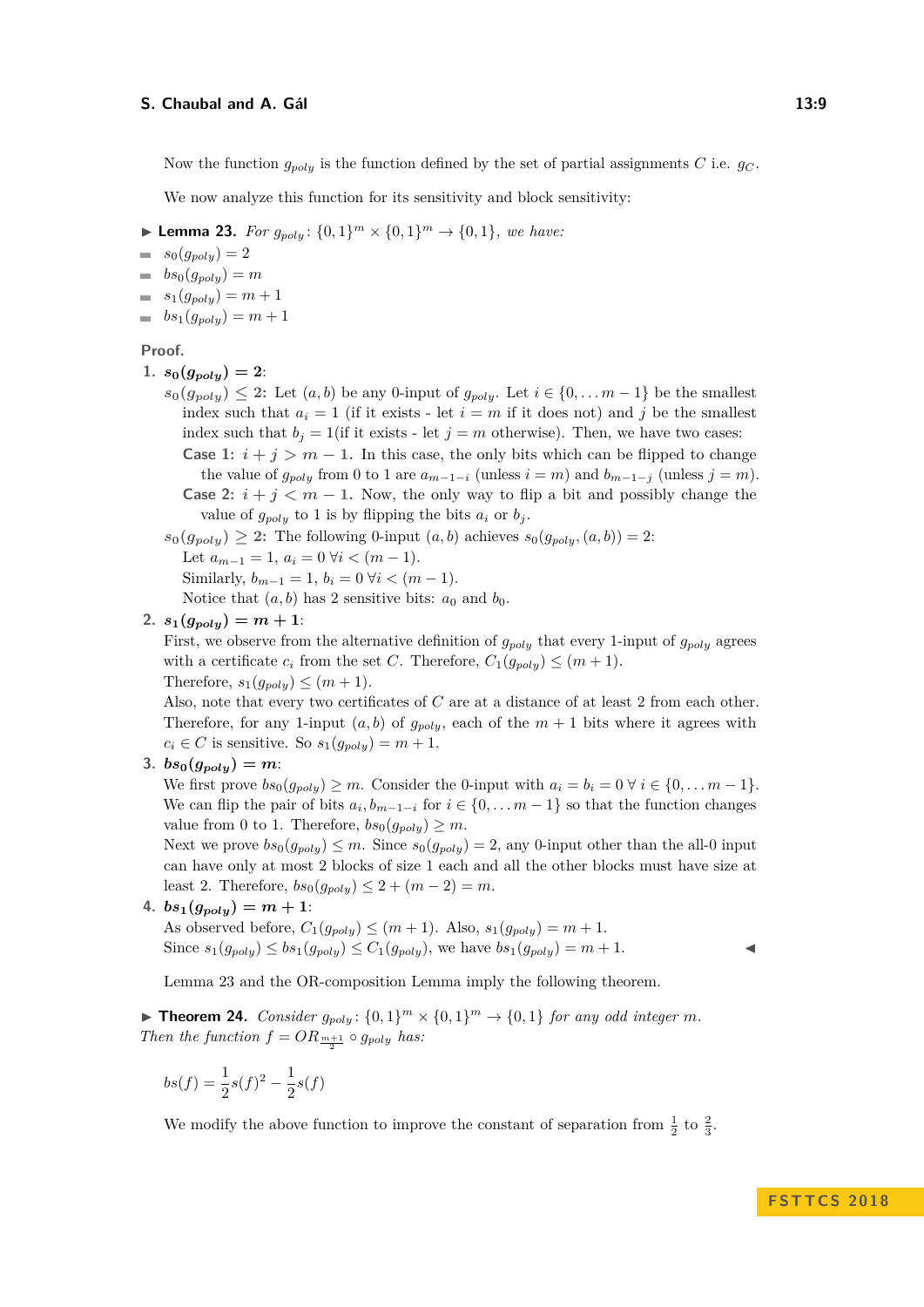Now the function $g_{poly}$ is the function defined by the set of partial assignments $C$ i.e. $g_C$.

We now analyze this function for its sensitivity and block sensitivity:

**Lemma 23.** *For $g_{poly}\colon \{0,1\}^m \times \{0,1\}^m \to \{0,1\}$, we have:*

- $s_0(g_{poly}) = 2$
- $bs_0(g_{poly}) = m$
- $s_1(g_{poly}) = m + 1$
- $bs_1(g_{poly}) = m + 1$

**Proof.**

1. $\boldsymbol{s_0(g_{poly}) = 2}$:
   $s_0(g_{poly}) \le 2$: Let $(a, b)$ be any 0-input of $g_{poly}$. Let $i \in \{0, \ldots m-1\}$ be the smallest index such that $a_i = 1$ (if it exists - let $i = m$ if it does not) and $j$ be the smallest index such that $b_j = 1$(if it exists - let $j = m$ otherwise). Then, we have two cases:
   **Case 1:** $i + j > m - 1$. In this case, the only bits which can be flipped to change the value of $g_{poly}$ from 0 to 1 are $a_{m-1-i}$ (unless $i = m$) and $b_{m-1-j}$ (unless $j = m$).
   **Case 2:** $i + j < m - 1$. Now, the only way to flip a bit and possibly change the value of $g_{poly}$ to 1 is by flipping the bits $a_i$ or $b_j$.
   $s_0(g_{poly}) \ge 2$: The following 0-input $(a, b)$ achieves $s_0(g_{poly}, (a, b)) = 2$:
   Let $a_{m-1} = 1$, $a_i = 0\ \forall i < (m-1)$.
   Similarly, $b_{m-1} = 1$, $b_i = 0\ \forall i < (m-1)$.
   Notice that $(a, b)$ has 2 sensitive bits: $a_0$ and $b_0$.
2. $\boldsymbol{s_1(g_{poly}) = m + 1}$:
   First, we observe from the alternative definition of $g_{poly}$ that every 1-input of $g_{poly}$ agrees with a certificate $c_i$ from the set $C$. Therefore, $C_1(g_{poly}) \le (m + 1)$.
   Therefore, $s_1(g_{poly}) \le (m + 1)$.
   Also, note that every two certificates of $C$ are at a distance of at least 2 from each other. Therefore, for any 1-input $(a, b)$ of $g_{poly}$, each of the $m + 1$ bits where it agrees with $c_i \in C$ is sensitive. So $s_1(g_{poly}) = m + 1$.
3. $\boldsymbol{bs_0(g_{poly}) = m}$:
   We first prove $bs_0(g_{poly}) \ge m$. Consider the 0-input with $a_i = b_i = 0\ \forall\ i \in \{0, \ldots m-1\}$. We can flip the pair of bits $a_i, b_{m-1-i}$ for $i \in \{0, \ldots m-1\}$ so that the function changes value from 0 to 1. Therefore, $bs_0(g_{poly}) \ge m$.
   Next we prove $bs_0(g_{poly}) \le m$. Since $s_0(g_{poly}) = 2$, any 0-input other than the all-0 input can have only at most 2 blocks of size 1 each and all the other blocks must have size at least 2. Therefore, $bs_0(g_{poly}) \le 2 + (m-2) = m$.
4. $\boldsymbol{bs_1(g_{poly}) = m + 1}$:
   As observed before, $C_1(g_{poly}) \le (m + 1)$. Also, $s_1(g_{poly}) = m + 1$.
   Since $s_1(g_{poly}) \le bs_1(g_{poly}) \le C_1(g_{poly})$, we have $bs_1(g_{poly}) = m + 1$. ◀

Lemma 23 and the OR-composition Lemma imply the following theorem.

**Theorem 24.** *Consider $g_{poly}\colon \{0,1\}^m \times \{0,1\}^m \to \{0,1\}$ for any odd integer $m$. Then the function $f = OR_{\frac{m+1}{2}} \circ g_{poly}$ has:*

$$bs(f) = \frac{1}{2}s(f)^2 - \frac{1}{2}s(f)$$

We modify the above function to improve the constant of separation from $\frac{1}{2}$ to $\frac{2}{3}$.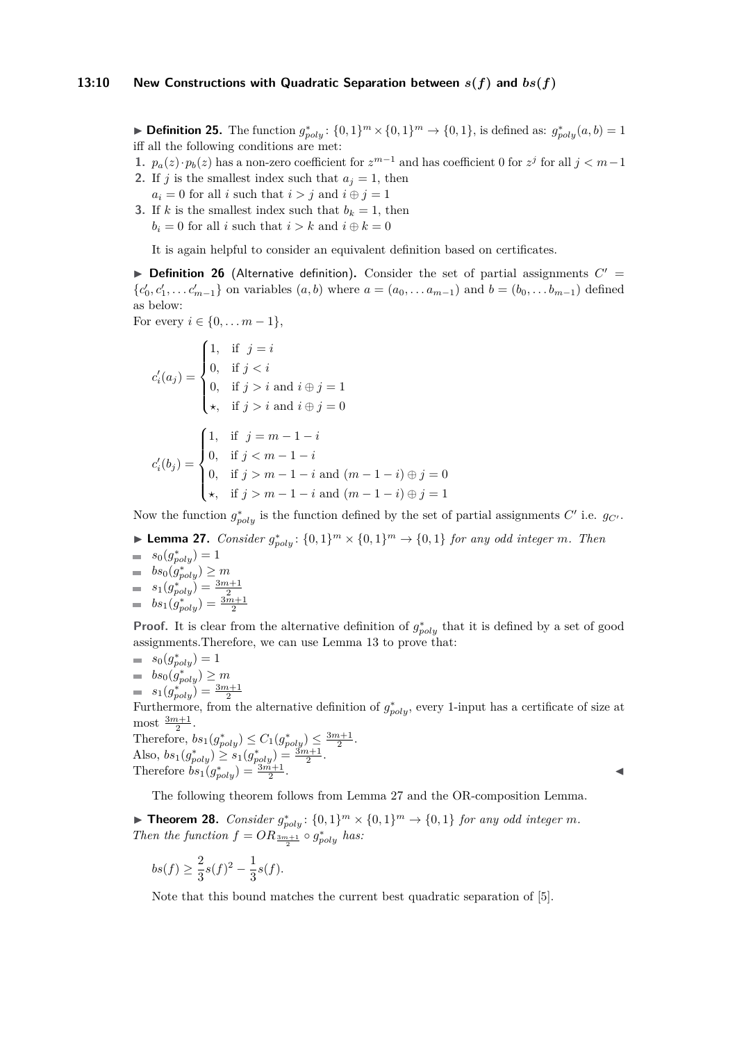▶ **Definition 25.** The function $g^*_{poly}\colon \{0,1\}^m \times \{0,1\}^m \to \{0,1\}$, is defined as: $g^*_{poly}(a,b) = 1$ iff all the following conditions are met:

1. $p_a(z) \cdot p_b(z)$ has a non-zero coefficient for $z^{m-1}$ and has coefficient 0 for $z^j$ for all $j < m-1$
2. If $j$ is the smallest index such that $a_j = 1$, then $a_i = 0$ for all $i$ such that $i > j$ and $i \oplus j = 1$
3. If $k$ is the smallest index such that $b_k = 1$, then $b_i = 0$ for all $i$ such that $i > k$ and $i \oplus k = 0$

It is again helpful to consider an equivalent definition based on certificates.

▶ **Definition 26** (Alternative definition)**.** Consider the set of partial assignments $C' = \{c'_0, c'_1, \dots c'_{m-1}\}$ on variables $(a, b)$ where $a = (a_0, \dots a_{m-1})$ and $b = (b_0, \dots b_{m-1})$ defined as below:

For every $i \in \{0, \dots m-1\}$,

$$c'_i(a_j) = \begin{cases} 1, & \text{if } j = i \\ 0, & \text{if } j < i \\ 0, & \text{if } j > i \text{ and } i \oplus j = 1 \\ \star, & \text{if } j > i \text{ and } i \oplus j = 0 \end{cases}$$

$$c'_i(b_j) = \begin{cases} 1, & \text{if } j = m-1-i \\ 0, & \text{if } j < m-1-i \\ 0, & \text{if } j > m-1-i \text{ and } (m-1-i) \oplus j = 0 \\ \star, & \text{if } j > m-1-i \text{ and } (m-1-i) \oplus j = 1 \end{cases}$$

Now the function $g^*_{poly}$ is the function defined by the set of partial assignments $C'$ i.e. $g_{C'}$.

▶ **Lemma 27.** *Consider $g^*_{poly}\colon \{0,1\}^m \times \{0,1\}^m \to \{0,1\}$ for any odd integer $m$. Then*

- $s_0(g^*_{poly}) = 1$
- $bs_0(g^*_{poly}) \geq m$
- $s_1(g^*_{poly}) = \frac{3m+1}{2}$
- $bs_1(g^*_{poly}) = \frac{3m+1}{2}$

**Proof.** It is clear from the alternative definition of $g^*_{poly}$ that it is defined by a set of good assignments.Therefore, we can use Lemma 13 to prove that:

- $s_0(g^*_{poly}) = 1$
- $bs_0(g^*_{poly}) \geq m$
- $s_1(g^*_{poly}) = \frac{3m+1}{2}$

Furthermore, from the alternative definition of $g^*_{poly}$, every 1-input has a certificate of size at most $\frac{3m+1}{2}$.
Therefore, $bs_1(g^*_{poly}) \leq C_1(g^*_{poly}) \leq \frac{3m+1}{2}$.
Also, $bs_1(g^*_{poly}) \geq s_1(g^*_{poly}) = \frac{3m+1}{2}$.
Therefore $bs_1(g^*_{poly}) = \frac{3m+1}{2}$. ◀

The following theorem follows from Lemma 27 and the OR-composition Lemma.

▶ **Theorem 28.** *Consider $g^*_{poly}\colon \{0,1\}^m \times \{0,1\}^m \to \{0,1\}$ for any odd integer $m$. Then the function $f = OR_{\frac{3m+1}{2}} \circ g^*_{poly}$ has:*

$$bs(f) \geq \frac{2}{3}s(f)^2 - \frac{1}{3}s(f).$$

Note that this bound matches the current best quadratic separation of [5].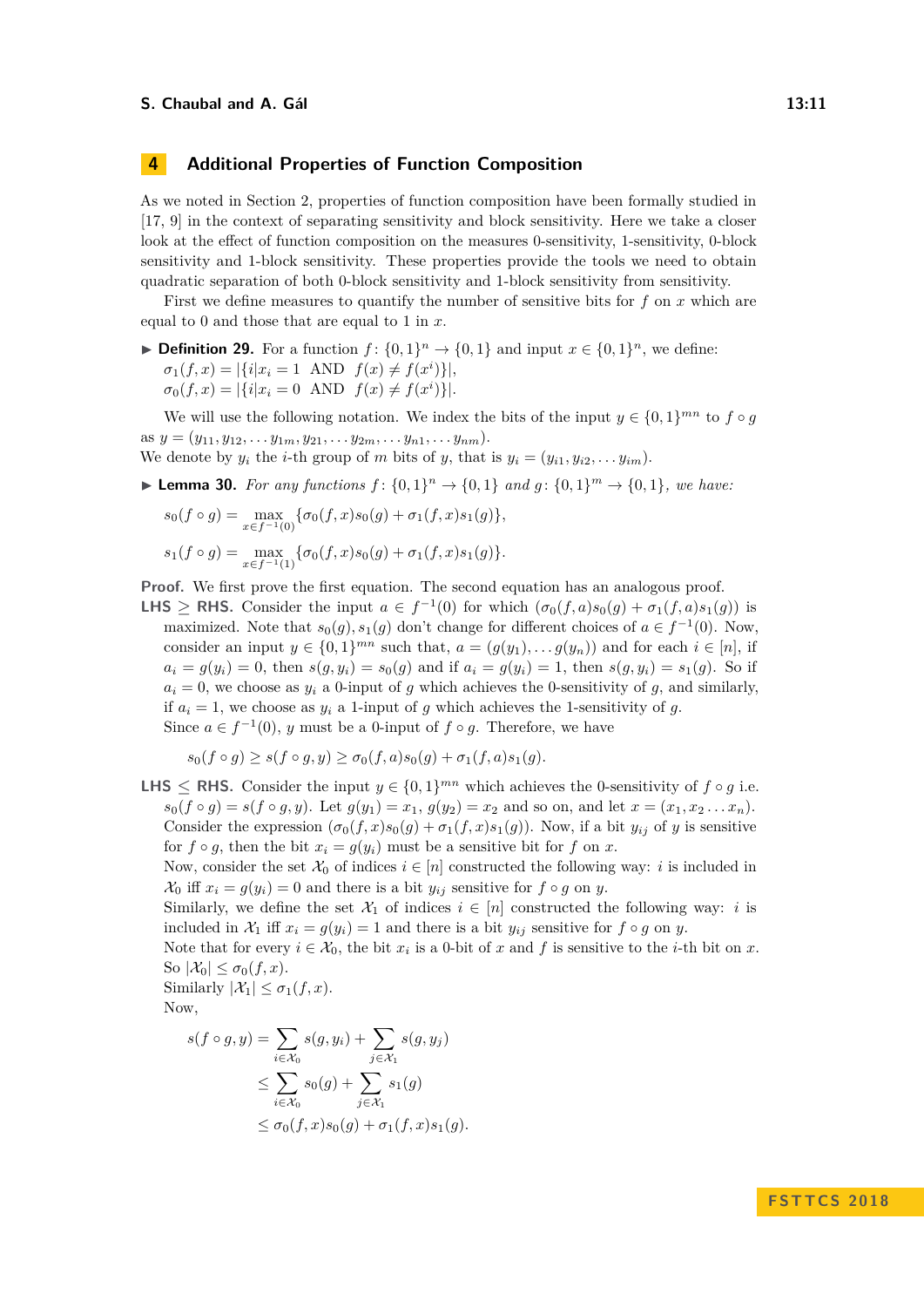## 4 Additional Properties of Function Composition

As we noted in Section 2, properties of function composition have been formally studied in [17, 9] in the context of separating sensitivity and block sensitivity. Here we take a closer look at the effect of function composition on the measures 0-sensitivity, 1-sensitivity, 0-block sensitivity and 1-block sensitivity. These properties provide the tools we need to obtain quadratic separation of both 0-block sensitivity and 1-block sensitivity from sensitivity.

First we define measures to quantify the number of sensitive bits for $f$ on $x$ which are equal to 0 and those that are equal to 1 in $x$.

▶ **Definition 29.** For a function $f\colon \{0,1\}^n \to \{0,1\}$ and input $x \in \{0,1\}^n$, we define:
$\sigma_1(f,x) = |\{i|x_i = 1 \text{ AND } f(x) \neq f(x^i)\}|$,
$\sigma_0(f,x) = |\{i|x_i = 0 \text{ AND } f(x) \neq f(x^i)\}|$.

We will use the following notation. We index the bits of the input $y \in \{0,1\}^{mn}$ to $f \circ g$ as $y = (y_{11}, y_{12}, \ldots y_{1m}, y_{21}, \ldots y_{2m}, \ldots y_{n1}, \ldots y_{nm})$.
We denote by $y_i$ the $i$-th group of $m$ bits of $y$, that is $y_i = (y_{i1}, y_{i2}, \ldots y_{im})$.

▶ **Lemma 30.** *For any functions $f\colon \{0,1\}^n \to \{0,1\}$ and $g\colon \{0,1\}^m \to \{0,1\}$, we have:*

$$s_0(f \circ g) = \max_{x \in f^{-1}(0)} \{\sigma_0(f,x)s_0(g) + \sigma_1(f,x)s_1(g)\},$$

$$s_1(f \circ g) = \max_{x \in f^{-1}(1)} \{\sigma_0(f,x)s_0(g) + \sigma_1(f,x)s_1(g)\}.$$

**Proof.** We first prove the first equation. The second equation has an analogous proof.

**LHS $\geq$ RHS.** Consider the input $a \in f^{-1}(0)$ for which $(\sigma_0(f,a)s_0(g) + \sigma_1(f,a)s_1(g))$ is maximized. Note that $s_0(g), s_1(g)$ don't change for different choices of $a \in f^{-1}(0)$. Now, consider an input $y \in \{0,1\}^{mn}$ such that, $a = (g(y_1), \ldots g(y_n))$ and for each $i \in [n]$, if $a_i = g(y_i) = 0$, then $s(g, y_i) = s_0(g)$ and if $a_i = g(y_i) = 1$, then $s(g, y_i) = s_1(g)$. So if $a_i = 0$, we choose as $y_i$ a 0-input of $g$ which achieves the 0-sensitivity of $g$, and similarly, if $a_i = 1$, we choose as $y_i$ a 1-input of $g$ which achieves the 1-sensitivity of $g$.
Since $a \in f^{-1}(0)$, $y$ must be a 0-input of $f \circ g$. Therefore, we have

$$s_0(f \circ g) \geq s(f \circ g, y) \geq \sigma_0(f,a)s_0(g) + \sigma_1(f,a)s_1(g).$$

**LHS $\leq$ RHS.** Consider the input $y \in \{0,1\}^{mn}$ which achieves the 0-sensitivity of $f \circ g$ i.e. $s_0(f \circ g) = s(f \circ g, y)$. Let $g(y_1) = x_1$, $g(y_2) = x_2$ and so on, and let $x = (x_1, x_2 \ldots x_n)$. Consider the expression $(\sigma_0(f,x)s_0(g) + \sigma_1(f,x)s_1(g))$. Now, if a bit $y_{ij}$ of $y$ is sensitive for $f \circ g$, then the bit $x_i = g(y_i)$ must be a sensitive bit for $f$ on $x$.
Now, consider the set $\mathcal{X}_0$ of indices $i \in [n]$ constructed the following way: $i$ is included in $\mathcal{X}_0$ iff $x_i = g(y_i) = 0$ and there is a bit $y_{ij}$ sensitive for $f \circ g$ on $y$.
Similarly, we define the set $\mathcal{X}_1$ of indices $i \in [n]$ constructed the following way: $i$ is included in $\mathcal{X}_1$ iff $x_i = g(y_i) = 1$ and there is a bit $y_{ij}$ sensitive for $f \circ g$ on $y$.
Note that for every $i \in \mathcal{X}_0$, the bit $x_i$ is a 0-bit of $x$ and $f$ is sensitive to the $i$-th bit on $x$.
So $|\mathcal{X}_0| \leq \sigma_0(f,x)$.
Similarly $|\mathcal{X}_1| \leq \sigma_1(f,x)$.
Now,

$$\begin{aligned}
s(f \circ g, y) &= \sum_{i \in \mathcal{X}_0} s(g, y_i) + \sum_{j \in \mathcal{X}_1} s(g, y_j) \\
&\leq \sum_{i \in \mathcal{X}_0} s_0(g) + \sum_{j \in \mathcal{X}_1} s_1(g) \\
&\leq \sigma_0(f,x)s_0(g) + \sigma_1(f,x)s_1(g).
\end{aligned}$$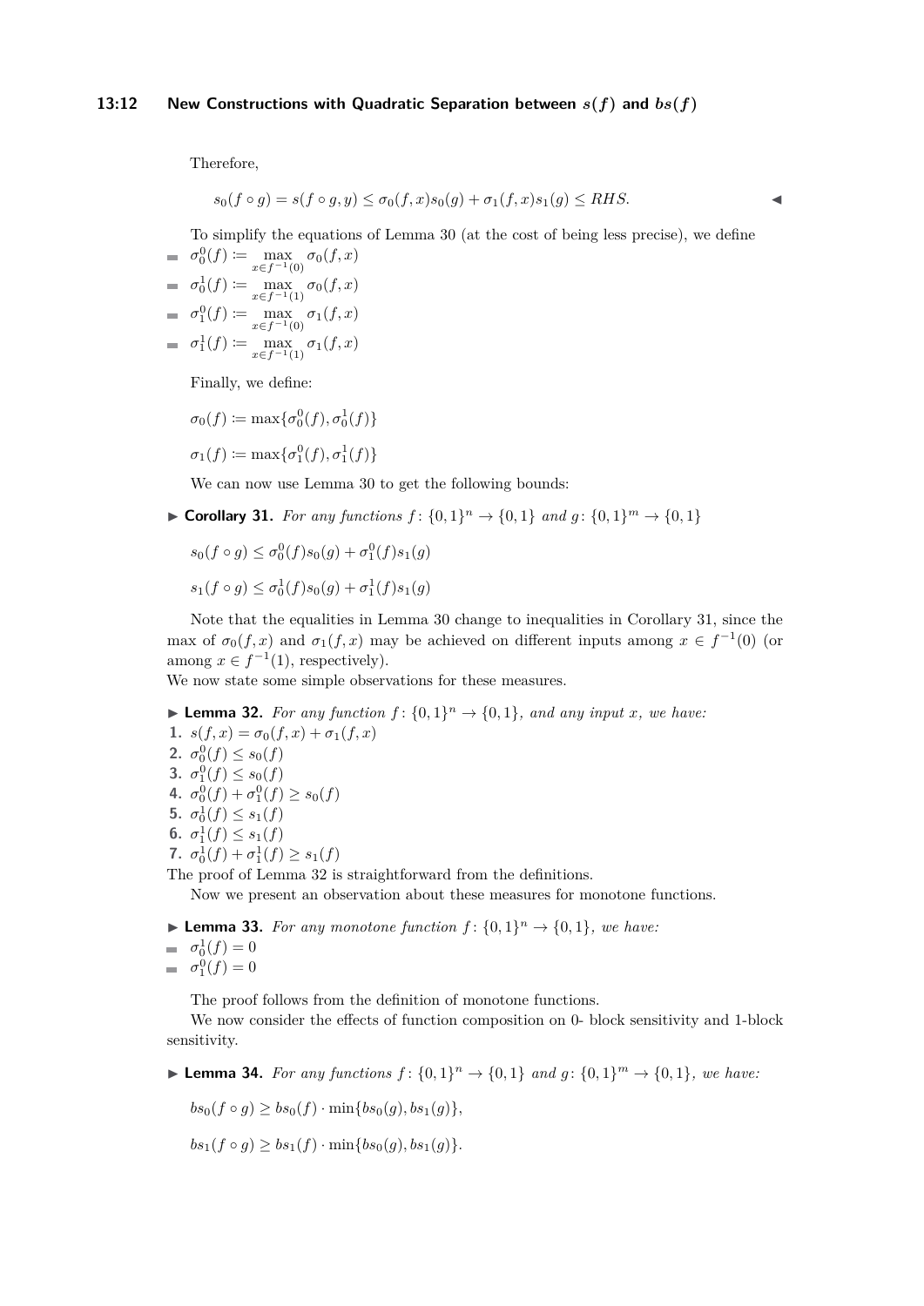Therefore,

$$s_0(f \circ g) = s(f \circ g, y) \leq \sigma_0(f,x)s_0(g) + \sigma_1(f,x)s_1(g) \leq RHS. \qquad ◀$$

To simplify the equations of Lemma 30 (at the cost of being less precise), we define

- $\sigma_0^0(f) := \max_{x \in f^{-1}(0)} \sigma_0(f,x)$
- $\sigma_0^1(f) := \max_{x \in f^{-1}(1)} \sigma_0(f,x)$
- $\sigma_1^0(f) := \max_{x \in f^{-1}(0)} \sigma_1(f,x)$
- $\sigma_1^1(f) := \max_{x \in f^{-1}(1)} \sigma_1(f,x)$

Finally, we define:

$$\sigma_0(f) := \max\{\sigma_0^0(f), \sigma_0^1(f)\}$$

$$\sigma_1(f) := \max\{\sigma_1^0(f), \sigma_1^1(f)\}$$

We can now use Lemma 30 to get the following bounds:

▶ **Corollary 31.** *For any functions $f\colon \{0,1\}^n \to \{0,1\}$ and $g\colon \{0,1\}^m \to \{0,1\}$*

$$s_0(f \circ g) \leq \sigma_0^0(f)s_0(g) + \sigma_1^0(f)s_1(g)$$

$$s_1(f \circ g) \leq \sigma_0^1(f)s_0(g) + \sigma_1^1(f)s_1(g)$$

Note that the equalities in Lemma 30 change to inequalities in Corollary 31, since the max of $\sigma_0(f,x)$ and $\sigma_1(f,x)$ may be achieved on different inputs among $x \in f^{-1}(0)$ (or among $x \in f^{-1}(1)$, respectively).
We now state some simple observations for these measures.

▶ **Lemma 32.** *For any function $f\colon \{0,1\}^n \to \{0,1\}$, and any input $x$, we have:*

1. $s(f,x) = \sigma_0(f,x) + \sigma_1(f,x)$
2. $\sigma_0^0(f) \leq s_0(f)$
3. $\sigma_1^0(f) \leq s_0(f)$
4. $\sigma_0^0(f) + \sigma_1^0(f) \geq s_0(f)$
5. $\sigma_0^1(f) \leq s_1(f)$
6. $\sigma_1^1(f) \leq s_1(f)$
7. $\sigma_0^1(f) + \sigma_1^1(f) \geq s_1(f)$

The proof of Lemma 32 is straightforward from the definitions.

Now we present an observation about these measures for monotone functions.

▶ **Lemma 33.** *For any monotone function $f\colon \{0,1\}^n \to \{0,1\}$, we have:*

- $\sigma_0^1(f) = 0$
- $\sigma_1^0(f) = 0$

The proof follows from the definition of monotone functions.

We now consider the effects of function composition on 0- block sensitivity and 1-block sensitivity.

▶ **Lemma 34.** *For any functions $f\colon \{0,1\}^n \to \{0,1\}$ and $g\colon \{0,1\}^m \to \{0,1\}$, we have:*

$$bs_0(f \circ g) \geq bs_0(f) \cdot \min\{bs_0(g), bs_1(g)\},$$

$$bs_1(f \circ g) \geq bs_1(f) \cdot \min\{bs_0(g), bs_1(g)\}.$$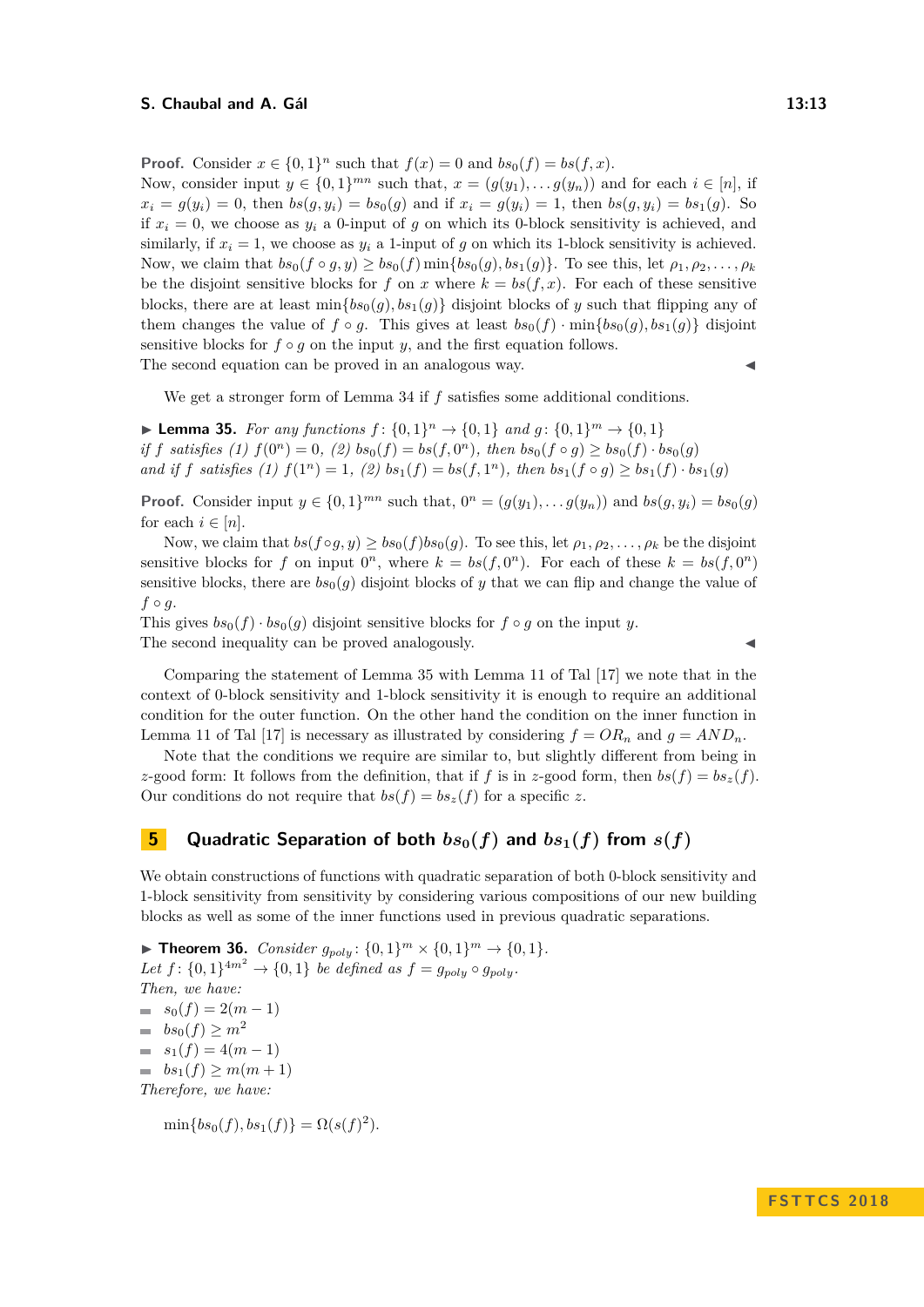**Proof.** Consider $x \in \{0,1\}^n$ such that $f(x) = 0$ and $bs_0(f) = bs(f,x)$.
Now, consider input $y \in \{0,1\}^{mn}$ such that, $x = (g(y_1), \ldots g(y_n))$ and for each $i \in [n]$, if $x_i = g(y_i) = 0$, then $bs(g, y_i) = bs_0(g)$ and if $x_i = g(y_i) = 1$, then $bs(g, y_i) = bs_1(g)$. So if $x_i = 0$, we choose as $y_i$ a 0-input of $g$ on which its 0-block sensitivity is achieved, and similarly, if $x_i = 1$, we choose as $y_i$ a 1-input of $g$ on which its 1-block sensitivity is achieved. Now, we claim that $bs_0(f \circ g, y) \geq bs_0(f) \min\{bs_0(g), bs_1(g)\}$. To see this, let $\rho_1, \rho_2, \ldots, \rho_k$ be the disjoint sensitive blocks for $f$ on $x$ where $k = bs(f,x)$. For each of these sensitive blocks, there are at least $\min\{bs_0(g), bs_1(g)\}$ disjoint blocks of $y$ such that flipping any of them changes the value of $f \circ g$. This gives at least $bs_0(f) \cdot \min\{bs_0(g), bs_1(g)\}$ disjoint sensitive blocks for $f \circ g$ on the input $y$, and the first equation follows.
The second equation can be proved in an analogous way. ◀

We get a stronger form of Lemma 34 if $f$ satisfies some additional conditions.

▶ **Lemma 35.** *For any functions $f\colon \{0,1\}^n \to \{0,1\}$ and $g\colon \{0,1\}^m \to \{0,1\}$ if $f$ satisfies (1) $f(0^n) = 0$, (2) $bs_0(f) = bs(f, 0^n)$, then $bs_0(f \circ g) \geq bs_0(f) \cdot bs_0(g)$ and if $f$ satisfies (1) $f(1^n) = 1$, (2) $bs_1(f) = bs(f, 1^n)$, then $bs_1(f \circ g) \geq bs_1(f) \cdot bs_1(g)$*

**Proof.** Consider input $y \in \{0,1\}^{mn}$ such that, $0^n = (g(y_1), \ldots g(y_n))$ and $bs(g, y_i) = bs_0(g)$ for each $i \in [n]$.

Now, we claim that $bs(f \circ g, y) \geq bs_0(f) bs_0(g)$. To see this, let $\rho_1, \rho_2, \ldots, \rho_k$ be the disjoint sensitive blocks for $f$ on input $0^n$, where $k = bs(f, 0^n)$. For each of these $k = bs(f, 0^n)$ sensitive blocks, there are $bs_0(g)$ disjoint blocks of $y$ that we can flip and change the value of $f \circ g$.
This gives $bs_0(f) \cdot bs_0(g)$ disjoint sensitive blocks for $f \circ g$ on the input $y$.
The second inequality can be proved analogously. ◀

Comparing the statement of Lemma 35 with Lemma 11 of Tal [17] we note that in the context of 0-block sensitivity and 1-block sensitivity it is enough to require an additional condition for the outer function. On the other hand the condition on the inner function in Lemma 11 of Tal [17] is necessary as illustrated by considering $f = OR_n$ and $g = AND_n$.

Note that the conditions we require are similar to, but slightly different from being in $z$-good form: It follows from the definition, that if $f$ is in $z$-good form, then $bs(f) = bs_z(f)$. Our conditions do not require that $bs(f) = bs_z(f)$ for a specific $z$.

## 5 Quadratic Separation of both $bs_0(f)$ and $bs_1(f)$ from $s(f)$

We obtain constructions of functions with quadratic separation of both 0-block sensitivity and 1-block sensitivity from sensitivity by considering various compositions of our new building blocks as well as some of the inner functions used in previous quadratic separations.

▶ **Theorem 36.** *Consider $g_{poly}\colon \{0,1\}^m \times \{0,1\}^m \to \{0,1\}$.*
*Let $f\colon \{0,1\}^{4m^2} \to \{0,1\}$ be defined as $f = g_{poly} \circ g_{poly}$.*
*Then, we have:*

- $s_0(f) = 2(m-1)$
- $bs_0(f) \geq m^2$
- $s_1(f) = 4(m-1)$
- $bs_1(f) \geq m(m+1)$

*Therefore, we have:*

$$\min\{bs_0(f), bs_1(f)\} = \Omega(s(f)^2).$$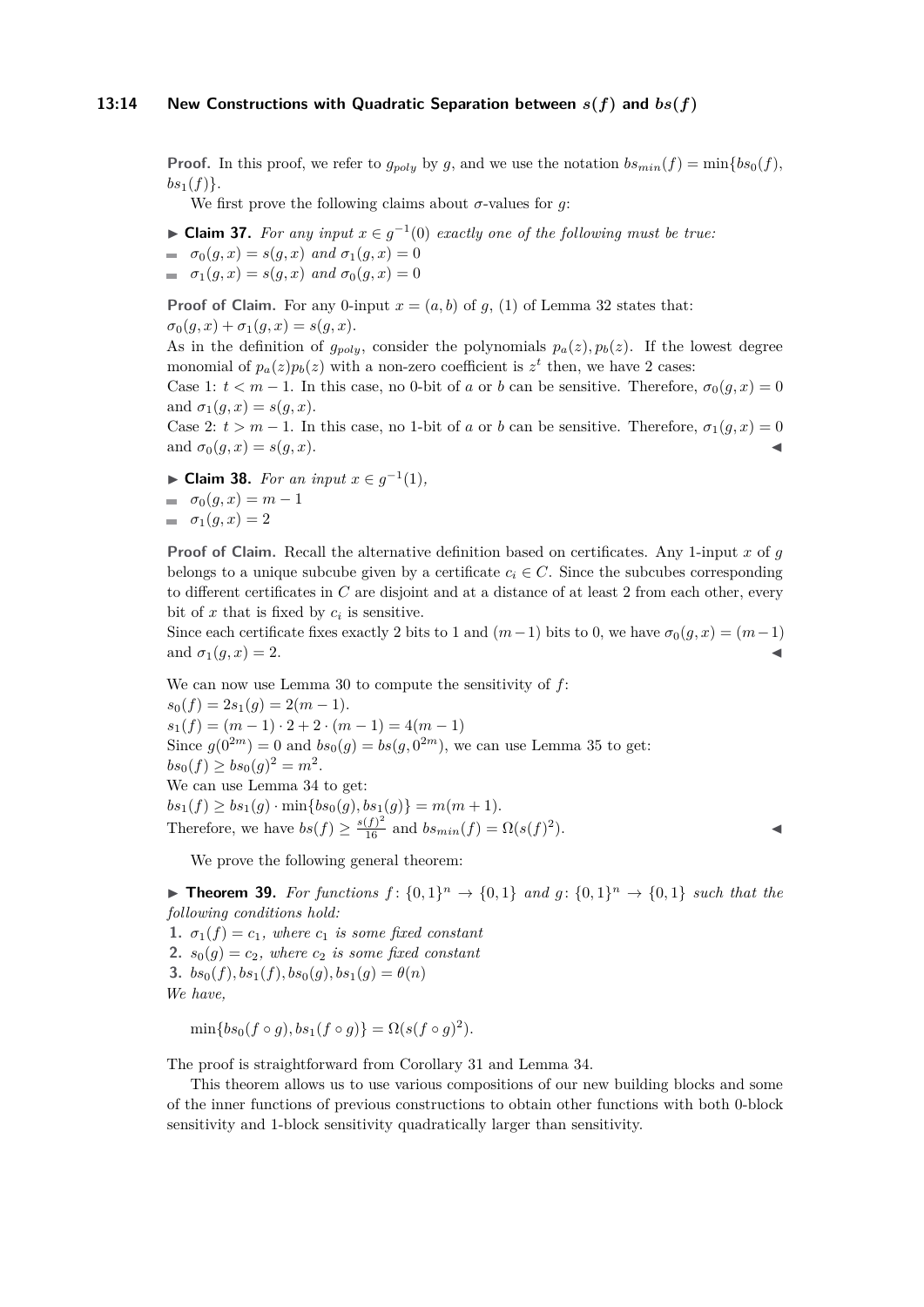**Proof.** In this proof, we refer to $g_{poly}$ by $g$, and we use the notation $bs_{min}(f) = \min\{bs_0(f), bs_1(f)\}$.

We first prove the following claims about $\sigma$-values for $g$:

▶ **Claim 37.** *For any input $x \in g^{-1}(0)$ exactly one of the following must be true:*

- $\sigma_0(g, x) = s(g, x)$ *and* $\sigma_1(g, x) = 0$
- $\sigma_1(g, x) = s(g, x)$ *and* $\sigma_0(g, x) = 0$

**Proof of Claim.** For any 0-input $x = (a, b)$ of $g$, (1) of Lemma 32 states that: $\sigma_0(g, x) + \sigma_1(g, x) = s(g, x)$.

As in the definition of $g_{poly}$, consider the polynomials $p_a(z), p_b(z)$. If the lowest degree monomial of $p_a(z)p_b(z)$ with a non-zero coefficient is $z^t$ then, we have 2 cases:

Case 1: $t < m - 1$. In this case, no 0-bit of $a$ or $b$ can be sensitive. Therefore, $\sigma_0(g, x) = 0$ and $\sigma_1(g, x) = s(g, x)$.

Case 2: $t > m - 1$. In this case, no 1-bit of $a$ or $b$ can be sensitive. Therefore, $\sigma_1(g, x) = 0$ and $\sigma_0(g, x) = s(g, x)$. ◀

▶ **Claim 38.** *For an input $x \in g^{-1}(1)$,*

- $\sigma_0(g, x) = m - 1$
- $\sigma_1(g, x) = 2$

**Proof of Claim.** Recall the alternative definition based on certificates. Any 1-input $x$ of $g$ belongs to a unique subcube given by a certificate $c_i \in C$. Since the subcubes corresponding to different certificates in $C$ are disjoint and at a distance of at least 2 from each other, every bit of $x$ that is fixed by $c_i$ is sensitive.

Since each certificate fixes exactly 2 bits to 1 and $(m-1)$ bits to 0, we have $\sigma_0(g, x) = (m-1)$ and $\sigma_1(g, x) = 2$. ◀

We can now use Lemma 30 to compute the sensitivity of $f$:

$s_0(f) = 2s_1(g) = 2(m - 1)$.

$s_1(f) = (m - 1) \cdot 2 + 2 \cdot (m - 1) = 4(m - 1)$

Since $g(0^{2m}) = 0$ and $bs_0(g) = bs(g, 0^{2m})$, we can use Lemma 35 to get:

$bs_0(f) \geq bs_0(g)^2 = m^2$.

We can use Lemma 34 to get:

$bs_1(f) \geq bs_1(g) \cdot \min\{bs_0(g), bs_1(g)\} = m(m + 1)$.

Therefore, we have $bs(f) \geq \frac{s(f)^2}{16}$ and $bs_{min}(f) = \Omega(s(f)^2)$. ◀

We prove the following general theorem:

▶ **Theorem 39.** *For functions $f : \{0,1\}^n \to \{0,1\}$ and $g : \{0,1\}^n \to \{0,1\}$ such that the following conditions hold:*

1. $\sigma_1(f) = c_1$*, where $c_1$ is some fixed constant*
2. $s_0(g) = c_2$*, where $c_2$ is some fixed constant*
3. $bs_0(f), bs_1(f), bs_0(g), bs_1(g) = \theta(n)$

*We have,*

$$\min\{bs_0(f \circ g), bs_1(f \circ g)\} = \Omega(s(f \circ g)^2).$$

The proof is straightforward from Corollary 31 and Lemma 34.

This theorem allows us to use various compositions of our new building blocks and some of the inner functions of previous constructions to obtain other functions with both 0-block sensitivity and 1-block sensitivity quadratically larger than sensitivity.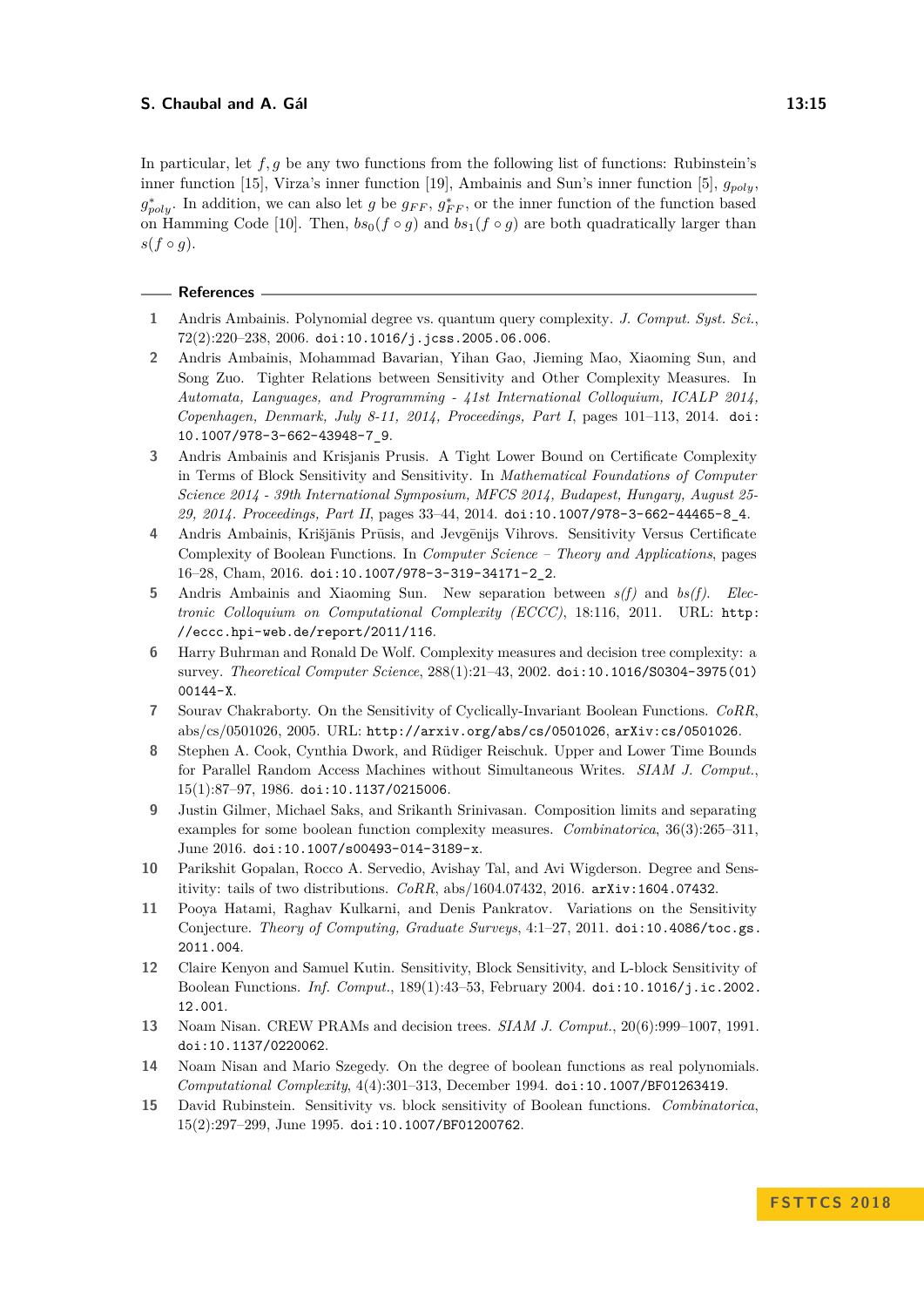In particular, let $f, g$ be any two functions from the following list of functions: Rubinstein's inner function [15], Virza's inner function [19], Ambainis and Sun's inner function [5], $g_{poly}$, $g^*_{poly}$. In addition, we can also let $g$ be $g_{FF}$, $g^*_{FF}$, or the inner function of the function based on Hamming Code [10]. Then, $bs_0(f \circ g)$ and $bs_1(f \circ g)$ are both quadratically larger than $s(f \circ g)$.

## References

1. Andris Ambainis. Polynomial degree vs. quantum query complexity. *J. Comput. Syst. Sci.*, 72(2):220–238, 2006. doi:10.1016/j.jcss.2005.06.006.
2. Andris Ambainis, Mohammad Bavarian, Yihan Gao, Jieming Mao, Xiaoming Sun, and Song Zuo. Tighter Relations between Sensitivity and Other Complexity Measures. In *Automata, Languages, and Programming - 41st International Colloquium, ICALP 2014, Copenhagen, Denmark, July 8-11, 2014, Proceedings, Part I*, pages 101–113, 2014. doi:10.1007/978-3-662-43948-7_9.
3. Andris Ambainis and Krisjanis Prusis. A Tight Lower Bound on Certificate Complexity in Terms of Block Sensitivity and Sensitivity. In *Mathematical Foundations of Computer Science 2014 - 39th International Symposium, MFCS 2014, Budapest, Hungary, August 25-29, 2014. Proceedings, Part II*, pages 33–44, 2014. doi:10.1007/978-3-662-44465-8_4.
4. Andris Ambainis, Krišjānis Prūsis, and Jevgēnijs Vihrovs. Sensitivity Versus Certificate Complexity of Boolean Functions. In *Computer Science – Theory and Applications*, pages 16–28, Cham, 2016. doi:10.1007/978-3-319-34171-2_2.
5. Andris Ambainis and Xiaoming Sun. New separation between *s(f)* and *bs(f)*. *Electronic Colloquium on Computational Complexity (ECCC)*, 18:116, 2011. URL: http://eccc.hpi-web.de/report/2011/116.
6. Harry Buhrman and Ronald De Wolf. Complexity measures and decision tree complexity: a survey. *Theoretical Computer Science*, 288(1):21–43, 2002. doi:10.1016/S0304-3975(01)00144-X.
7. Sourav Chakraborty. On the Sensitivity of Cyclically-Invariant Boolean Functions. *CoRR*, abs/cs/0501026, 2005. URL: http://arxiv.org/abs/cs/0501026, arXiv:cs/0501026.
8. Stephen A. Cook, Cynthia Dwork, and Rüdiger Reischuk. Upper and Lower Time Bounds for Parallel Random Access Machines without Simultaneous Writes. *SIAM J. Comput.*, 15(1):87–97, 1986. doi:10.1137/0215006.
9. Justin Gilmer, Michael Saks, and Srikanth Srinivasan. Composition limits and separating examples for some boolean function complexity measures. *Combinatorica*, 36(3):265–311, June 2016. doi:10.1007/s00493-014-3189-x.
10. Parikshit Gopalan, Rocco A. Servedio, Avishay Tal, and Avi Wigderson. Degree and Sensitivity: tails of two distributions. *CoRR*, abs/1604.07432, 2016. arXiv:1604.07432.
11. Pooya Hatami, Raghav Kulkarni, and Denis Pankratov. Variations on the Sensitivity Conjecture. *Theory of Computing, Graduate Surveys*, 4:1–27, 2011. doi:10.4086/toc.gs.2011.004.
12. Claire Kenyon and Samuel Kutin. Sensitivity, Block Sensitivity, and L-block Sensitivity of Boolean Functions. *Inf. Comput.*, 189(1):43–53, February 2004. doi:10.1016/j.ic.2002.12.001.
13. Noam Nisan. CREW PRAMs and decision trees. *SIAM J. Comput.*, 20(6):999–1007, 1991. doi:10.1137/0220062.
14. Noam Nisan and Mario Szegedy. On the degree of boolean functions as real polynomials. *Computational Complexity*, 4(4):301–313, December 1994. doi:10.1007/BF01263419.
15. David Rubinstein. Sensitivity vs. block sensitivity of Boolean functions. *Combinatorica*, 15(2):297–299, June 1995. doi:10.1007/BF01200762.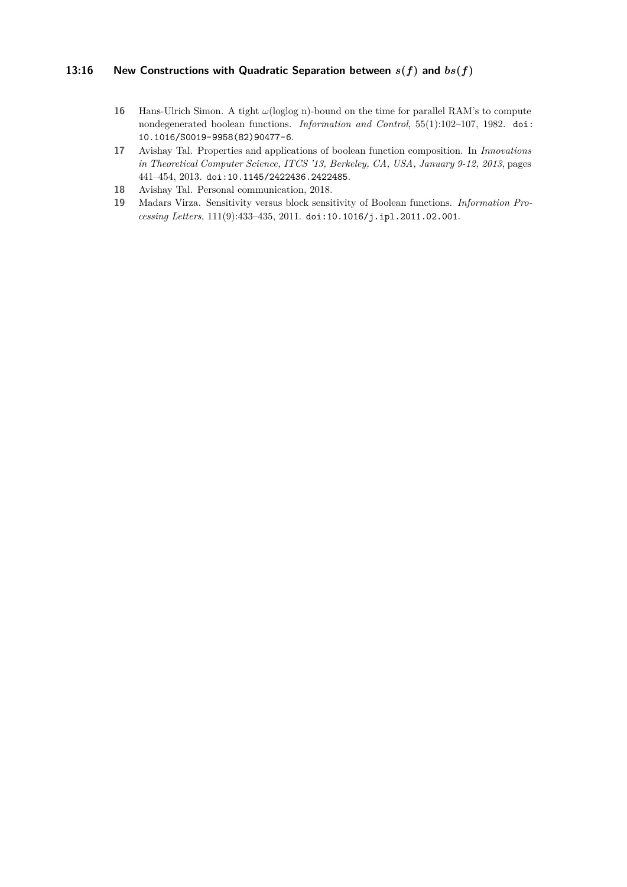16 Hans-Ulrich Simon. A tight $\omega$(loglog n)-bound on the time for parallel RAM's to compute nondegenerated boolean functions. *Information and Control*, 55(1):102–107, 1982. doi:10.1016/S0019-9958(82)90477-6.

17 Avishay Tal. Properties and applications of boolean function composition. In *Innovations in Theoretical Computer Science, ITCS '13, Berkeley, CA, USA, January 9-12, 2013*, pages 441–454, 2013. doi:10.1145/2422436.2422485.

18 Avishay Tal. Personal communication, 2018.

19 Madars Virza. Sensitivity versus block sensitivity of Boolean functions. *Information Processing Letters*, 111(9):433–435, 2011. doi:10.1016/j.ipl.2011.02.001.